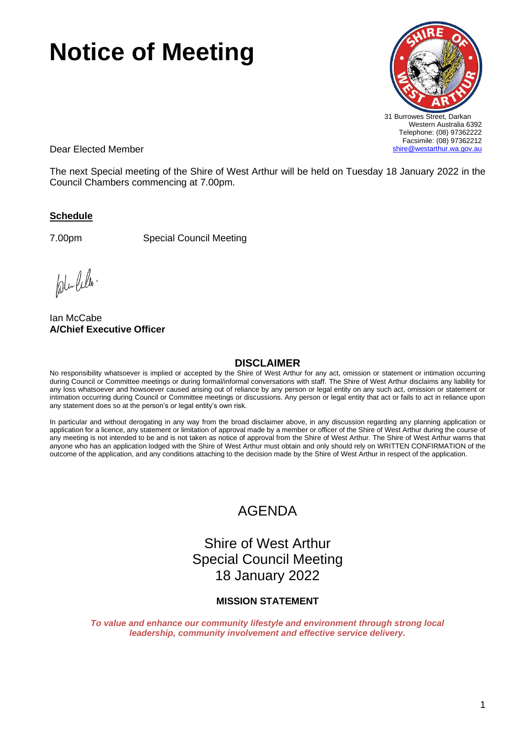# Notice of Meeting

31 Burrowes Street, Darkan
Western Australia 6392
Telephone: (08) 97362222
Facsimile: (08) 97362212
shire@westarthur.wa.gov.au

Dear Elected Member

The next Special meeting of the Shire of West Arthur will be held on Tuesday 18 January 2022 in the Council Chambers commencing at 7.00pm.

**Schedule**

7.00pm Special Council Meeting

Ian McCabe
**A/Chief Executive Officer**

## DISCLAIMER

No responsibility whatsoever is implied or accepted by the Shire of West Arthur for any act, omission or statement or intimation occurring during Council or Committee meetings or during formal/informal conversations with staff. The Shire of West Arthur disclaims any liability for any loss whatsoever and howsoever caused arising out of reliance by any person or legal entity on any such act, omission or statement or intimation occurring during Council or Committee meetings or discussions. Any person or legal entity that act or fails to act in reliance upon any statement does so at the person's or legal entity's own risk.

In particular and without derogating in any way from the broad disclaimer above, in any discussion regarding any planning application or application for a licence, any statement or limitation of approval made by a member or officer of the Shire of West Arthur during the course of any meeting is not intended to be and is not taken as notice of approval from the Shire of West Arthur. The Shire of West Arthur warns that anyone who has an application lodged with the Shire of West Arthur must obtain and only should rely on WRITTEN CONFIRMATION of the outcome of the application, and any conditions attaching to the decision made by the Shire of West Arthur in respect of the application.

# AGENDA

## Shire of West Arthur
## Special Council Meeting
## 18 January 2022

### MISSION STATEMENT

***To value and enhance our community lifestyle and environment through strong local leadership, community involvement and effective service delivery.***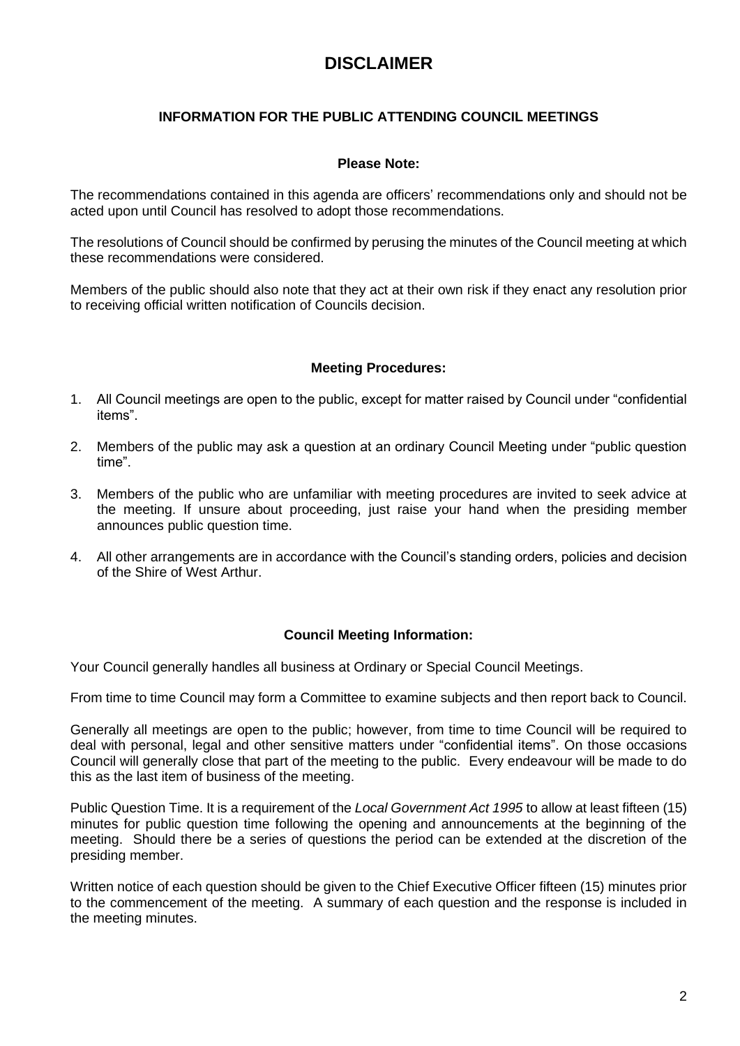# DISCLAIMER

## INFORMATION FOR THE PUBLIC ATTENDING COUNCIL MEETINGS

### Please Note:

The recommendations contained in this agenda are officers' recommendations only and should not be acted upon until Council has resolved to adopt those recommendations.

The resolutions of Council should be confirmed by perusing the minutes of the Council meeting at which these recommendations were considered.

Members of the public should also note that they act at their own risk if they enact any resolution prior to receiving official written notification of Councils decision.

### Meeting Procedures:

1. All Council meetings are open to the public, except for matter raised by Council under "confidential items".
2. Members of the public may ask a question at an ordinary Council Meeting under "public question time".
3. Members of the public who are unfamiliar with meeting procedures are invited to seek advice at the meeting. If unsure about proceeding, just raise your hand when the presiding member announces public question time.
4. All other arrangements are in accordance with the Council's standing orders, policies and decision of the Shire of West Arthur.

### Council Meeting Information:

Your Council generally handles all business at Ordinary or Special Council Meetings.

From time to time Council may form a Committee to examine subjects and then report back to Council.

Generally all meetings are open to the public; however, from time to time Council will be required to deal with personal, legal and other sensitive matters under "confidential items". On those occasions Council will generally close that part of the meeting to the public. Every endeavour will be made to do this as the last item of business of the meeting.

Public Question Time. It is a requirement of the *Local Government Act 1995* to allow at least fifteen (15) minutes for public question time following the opening and announcements at the beginning of the meeting. Should there be a series of questions the period can be extended at the discretion of the presiding member.

Written notice of each question should be given to the Chief Executive Officer fifteen (15) minutes prior to the commencement of the meeting. A summary of each question and the response is included in the meeting minutes.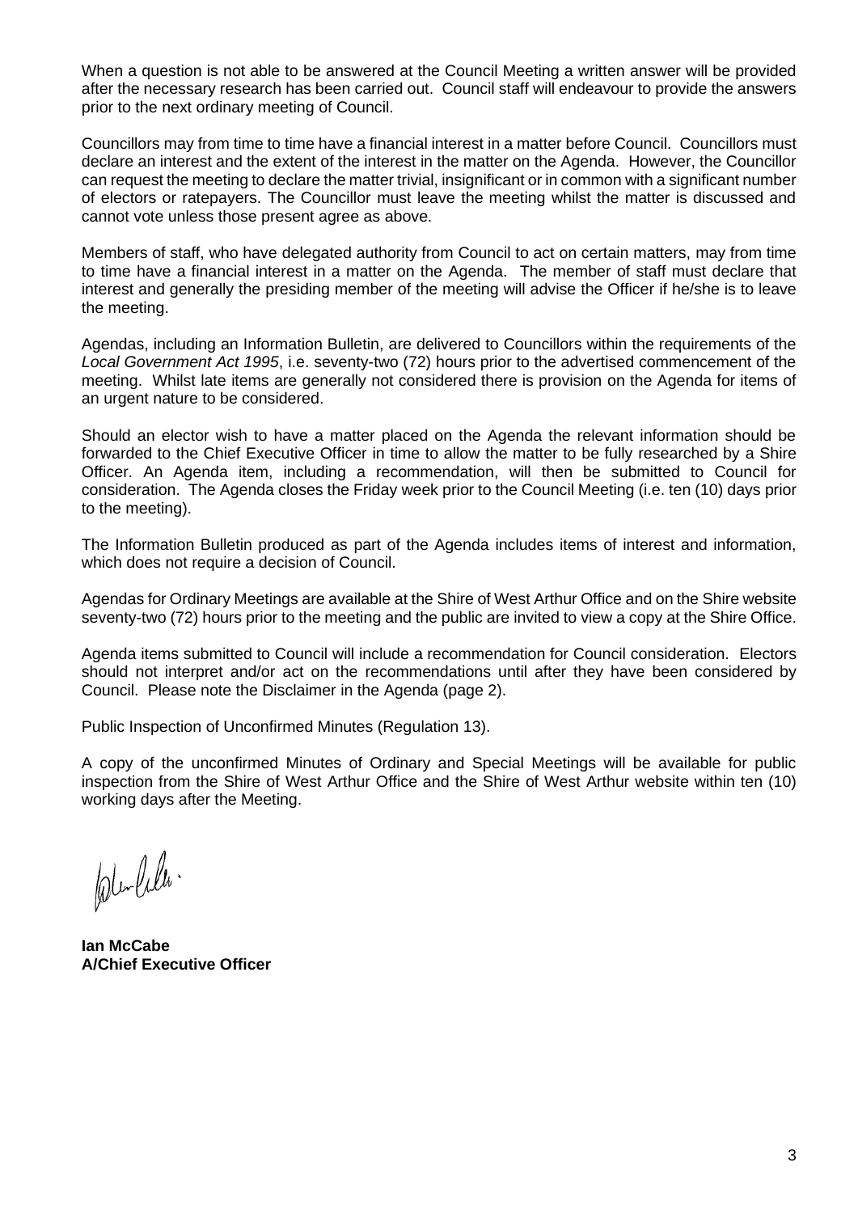When a question is not able to be answered at the Council Meeting a written answer will be provided after the necessary research has been carried out. Council staff will endeavour to provide the answers prior to the next ordinary meeting of Council.

Councillors may from time to time have a financial interest in a matter before Council. Councillors must declare an interest and the extent of the interest in the matter on the Agenda. However, the Councillor can request the meeting to declare the matter trivial, insignificant or in common with a significant number of electors or ratepayers. The Councillor must leave the meeting whilst the matter is discussed and cannot vote unless those present agree as above.

Members of staff, who have delegated authority from Council to act on certain matters, may from time to time have a financial interest in a matter on the Agenda. The member of staff must declare that interest and generally the presiding member of the meeting will advise the Officer if he/she is to leave the meeting.

Agendas, including an Information Bulletin, are delivered to Councillors within the requirements of the *Local Government Act 1995*, i.e. seventy-two (72) hours prior to the advertised commencement of the meeting. Whilst late items are generally not considered there is provision on the Agenda for items of an urgent nature to be considered.

Should an elector wish to have a matter placed on the Agenda the relevant information should be forwarded to the Chief Executive Officer in time to allow the matter to be fully researched by a Shire Officer. An Agenda item, including a recommendation, will then be submitted to Council for consideration. The Agenda closes the Friday week prior to the Council Meeting (i.e. ten (10) days prior to the meeting).

The Information Bulletin produced as part of the Agenda includes items of interest and information, which does not require a decision of Council.

Agendas for Ordinary Meetings are available at the Shire of West Arthur Office and on the Shire website seventy-two (72) hours prior to the meeting and the public are invited to view a copy at the Shire Office.

Agenda items submitted to Council will include a recommendation for Council consideration. Electors should not interpret and/or act on the recommendations until after they have been considered by Council. Please note the Disclaimer in the Agenda (page 2).

Public Inspection of Unconfirmed Minutes (Regulation 13).

A copy of the unconfirmed Minutes of Ordinary and Special Meetings will be available for public inspection from the Shire of West Arthur Office and the Shire of West Arthur website within ten (10) working days after the Meeting.

**Ian McCabe**
**A/Chief Executive Officer**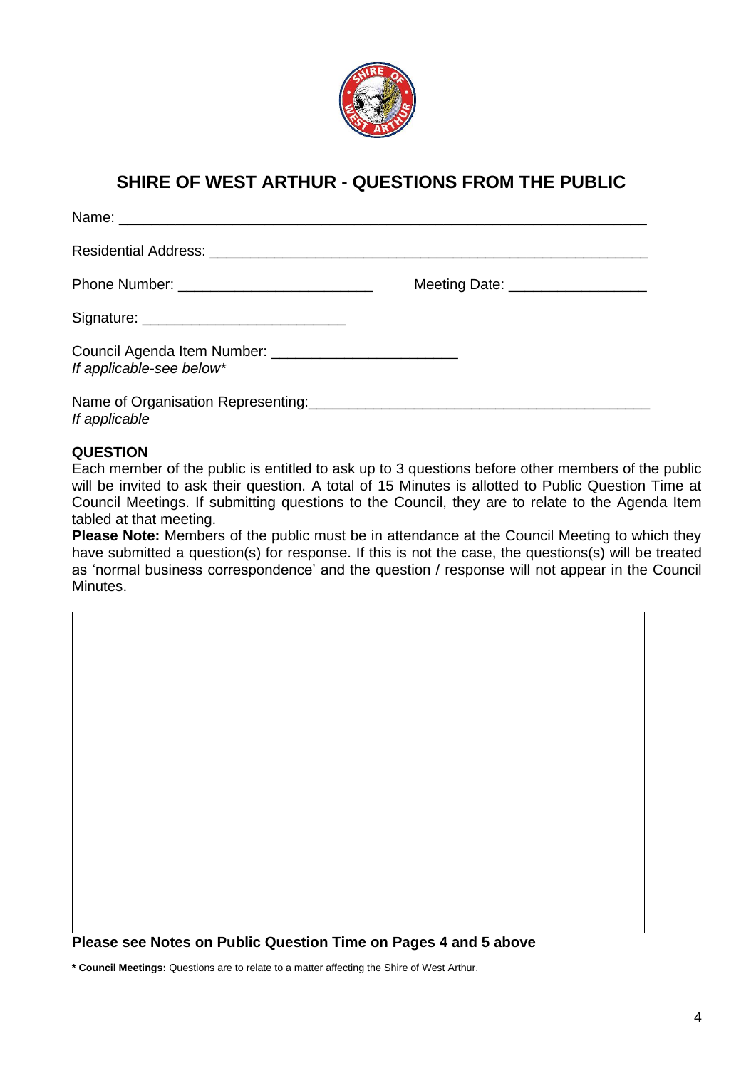## SHIRE OF WEST ARTHUR - QUESTIONS FROM THE PUBLIC

Name: ____________________________________________________________________

Residential Address: ______________________________________________________

Phone Number: ________________________ Meeting Date: ________________

Signature: _________________________

Council Agenda Item Number: _______________________
*If applicable-see below**

Name of Organisation Representing:__________________________________________
*If applicable*

**QUESTION**

Each member of the public is entitled to ask up to 3 questions before other members of the public will be invited to ask their question. A total of 15 Minutes is allotted to Public Question Time at Council Meetings. If submitting questions to the Council, they are to relate to the Agenda Item tabled at that meeting.

**Please Note:** Members of the public must be in attendance at the Council Meeting to which they have submitted a question(s) for response. If this is not the case, the questions(s) will be treated as 'normal business correspondence' and the question / response will not appear in the Council Minutes.

**Please see Notes on Public Question Time on Pages 4 and 5 above**

**\* Council Meetings:** Questions are to relate to a matter affecting the Shire of West Arthur.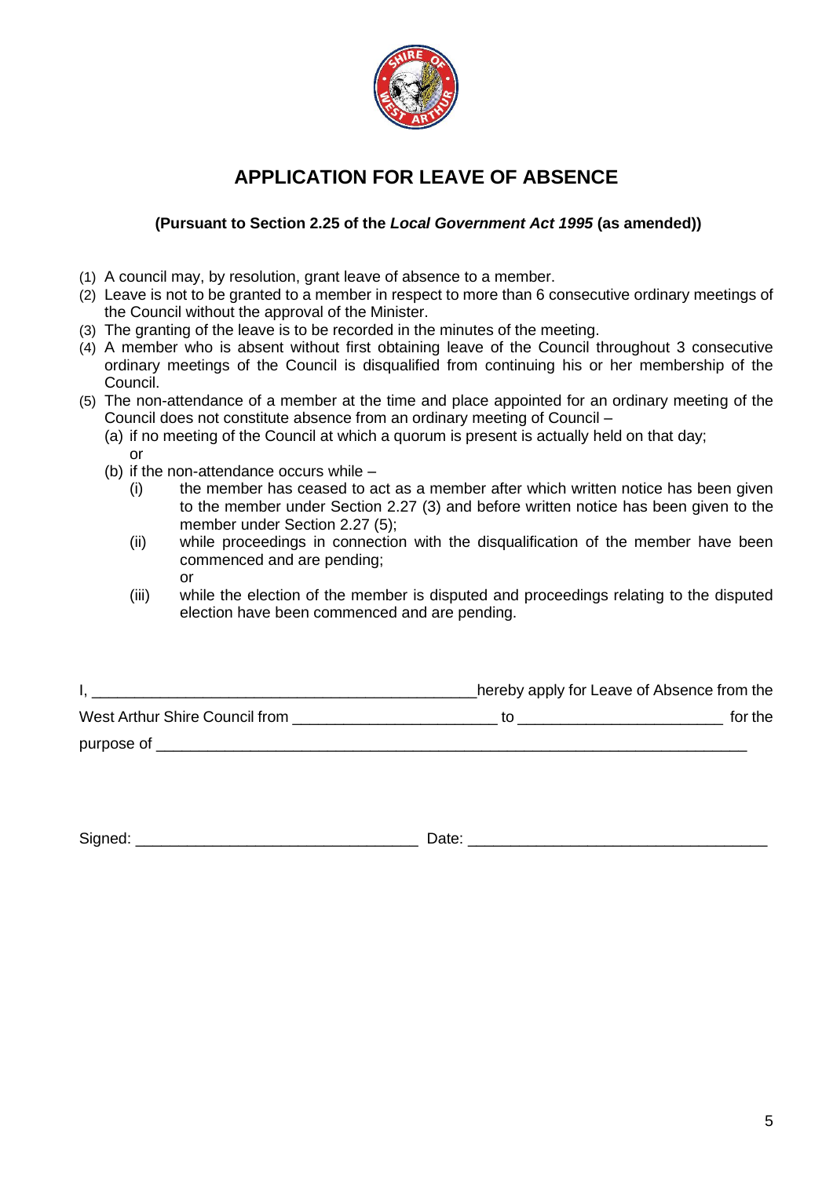# APPLICATION FOR LEAVE OF ABSENCE

**(Pursuant to Section 2.25 of the *Local Government Act 1995* (as amended))**

(1) A council may, by resolution, grant leave of absence to a member.
(2) Leave is not to be granted to a member in respect to more than 6 consecutive ordinary meetings of the Council without the approval of the Minister.
(3) The granting of the leave is to be recorded in the minutes of the meeting.
(4) A member who is absent without first obtaining leave of the Council throughout 3 consecutive ordinary meetings of the Council is disqualified from continuing his or her membership of the Council.
(5) The non-attendance of a member at the time and place appointed for an ordinary meeting of the Council does not constitute absence from an ordinary meeting of Council –
   (a) if no meeting of the Council at which a quorum is present is actually held on that day;
   or
   (b) if the non-attendance occurs while –
      (i) the member has ceased to act as a member after which written notice has been given to the member under Section 2.27 (3) and before written notice has been given to the member under Section 2.27 (5);
      (ii) while proceedings in connection with the disqualification of the member have been commenced and are pending;
      or
      (iii) while the election of the member is disputed and proceedings relating to the disputed election have been commenced and are pending.

I, ______________________________________________hereby apply for Leave of Absence from the West Arthur Shire Council from ________________________ to ________________________ for the purpose of ______________________________________________________________________

Signed: ________________________________ Date: __________________________________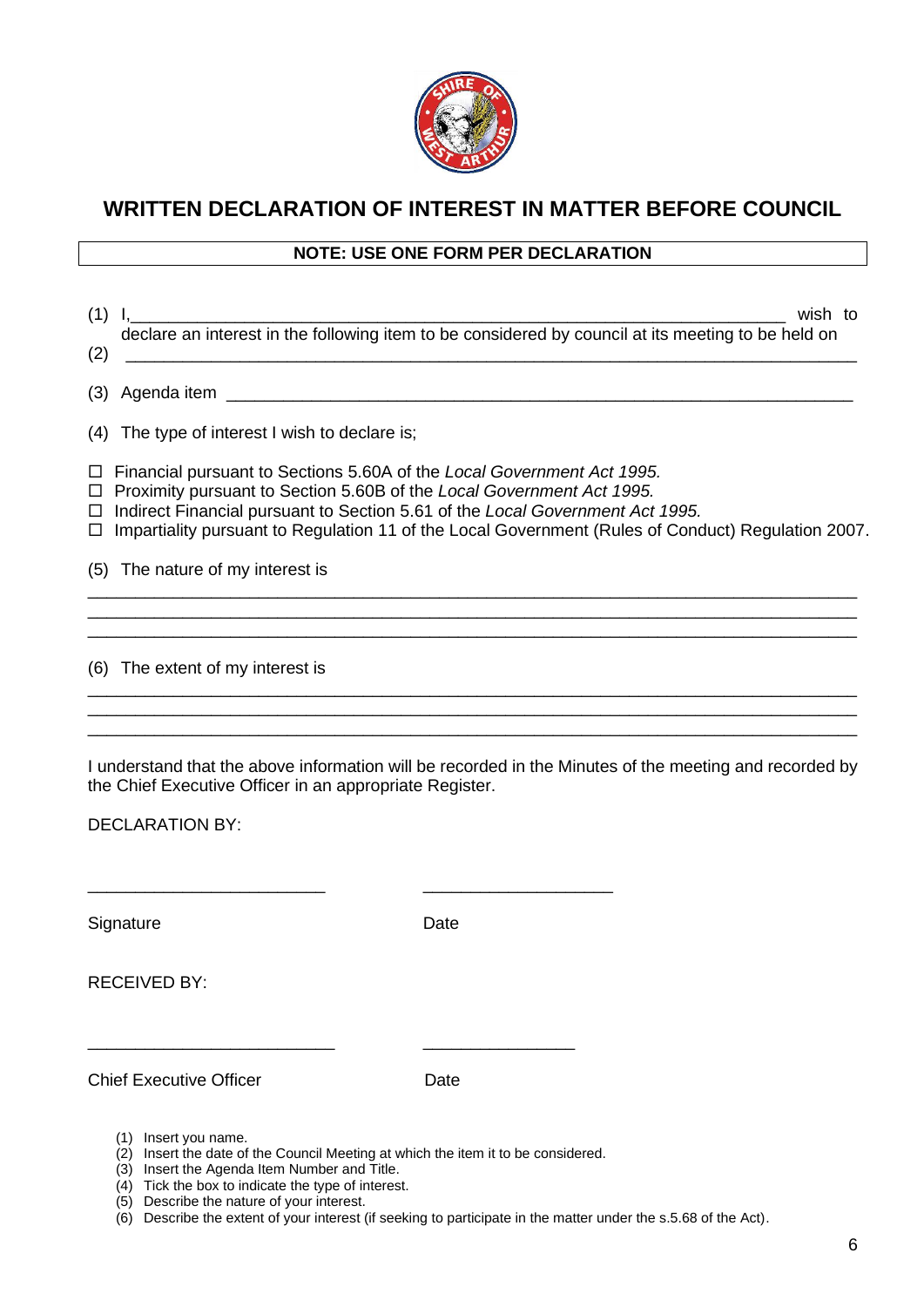# WRITTEN DECLARATION OF INTEREST IN MATTER BEFORE COUNCIL

**NOTE: USE ONE FORM PER DECLARATION**

(1) I,_______________________________________________________________ wish to declare an interest in the following item to be considered by council at its meeting to be held on

(2) _______________________________________________________________________

(3) Agenda item ____________________________________________________________

(4) The type of interest I wish to declare is;

☐ Financial pursuant to Sections 5.60A of the *Local Government Act 1995.*
☐ Proximity pursuant to Section 5.60B of the *Local Government Act 1995.*
☐ Indirect Financial pursuant to Section 5.61 of the *Local Government Act 1995.*
☐ Impartiality pursuant to Regulation 11 of the Local Government (Rules of Conduct) Regulation 2007.

(5) The nature of my interest is

___________________________________________________________________________
___________________________________________________________________________
___________________________________________________________________________

(6) The extent of my interest is

___________________________________________________________________________
___________________________________________________________________________
___________________________________________________________________________

I understand that the above information will be recorded in the Minutes of the meeting and recorded by the Chief Executive Officer in an appropriate Register.

DECLARATION BY:

________________________ ____________________

Signature Date

RECEIVED BY:

________________________ ____________________

Chief Executive Officer Date

(1) Insert you name.
(2) Insert the date of the Council Meeting at which the item it to be considered.
(3) Insert the Agenda Item Number and Title.
(4) Tick the box to indicate the type of interest.
(5) Describe the nature of your interest.
(6) Describe the extent of your interest (if seeking to participate in the matter under the s.5.68 of the Act).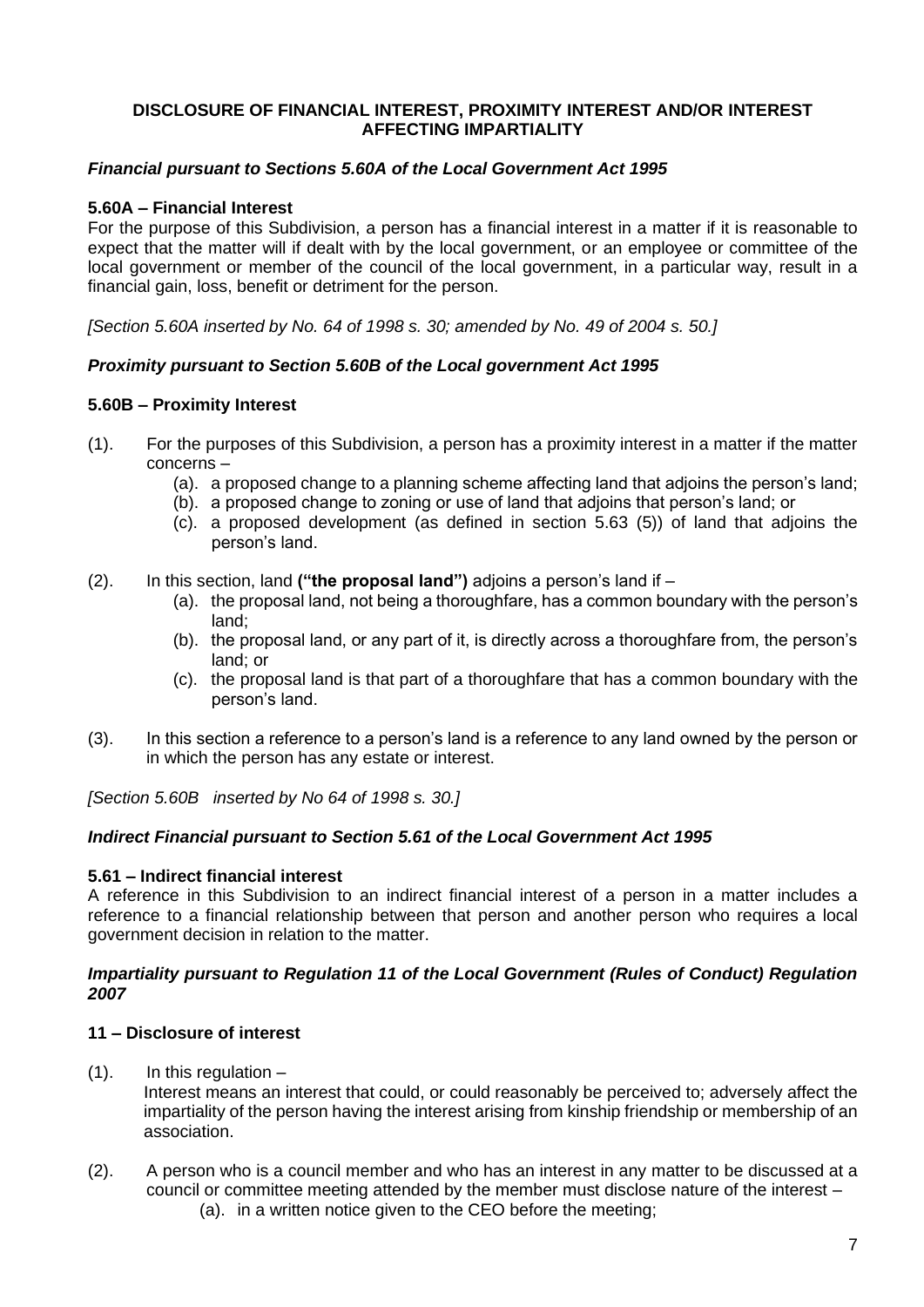## DISCLOSURE OF FINANCIAL INTEREST, PROXIMITY INTEREST AND/OR INTEREST AFFECTING IMPARTIALITY

***Financial pursuant to Sections 5.60A of the Local Government Act 1995***

**5.60A – Financial Interest**

For the purpose of this Subdivision, a person has a financial interest in a matter if it is reasonable to expect that the matter will if dealt with by the local government, or an employee or committee of the local government or member of the council of the local government, in a particular way, result in a financial gain, loss, benefit or detriment for the person.

*[Section 5.60A inserted by No. 64 of 1998 s. 30; amended by No. 49 of 2004 s. 50.]*

***Proximity pursuant to Section 5.60B of the Local government Act 1995***

**5.60B – Proximity Interest**

(1). For the purposes of this Subdivision, a person has a proximity interest in a matter if the matter concerns –
   (a). a proposed change to a planning scheme affecting land that adjoins the person's land;
   (b). a proposed change to zoning or use of land that adjoins that person's land; or
   (c). a proposed development (as defined in section 5.63 (5)) of land that adjoins the person's land.

(2). In this section, land **("the proposal land")** adjoins a person's land if –
   (a). the proposal land, not being a thoroughfare, has a common boundary with the person's land;
   (b). the proposal land, or any part of it, is directly across a thoroughfare from, the person's land; or
   (c). the proposal land is that part of a thoroughfare that has a common boundary with the person's land.

(3). In this section a reference to a person's land is a reference to any land owned by the person or in which the person has any estate or interest.

*[Section 5.60B inserted by No 64 of 1998 s. 30.]*

***Indirect Financial pursuant to Section 5.61 of the Local Government Act 1995***

**5.61 – Indirect financial interest**

A reference in this Subdivision to an indirect financial interest of a person in a matter includes a reference to a financial relationship between that person and another person who requires a local government decision in relation to the matter.

***Impartiality pursuant to Regulation 11 of the Local Government (Rules of Conduct) Regulation 2007***

**11 – Disclosure of interest**

(1). In this regulation –
   Interest means an interest that could, or could reasonably be perceived to; adversely affect the impartiality of the person having the interest arising from kinship friendship or membership of an association.

(2). A person who is a council member and who has an interest in any matter to be discussed at a council or committee meeting attended by the member must disclose nature of the interest –
   (a). in a written notice given to the CEO before the meeting;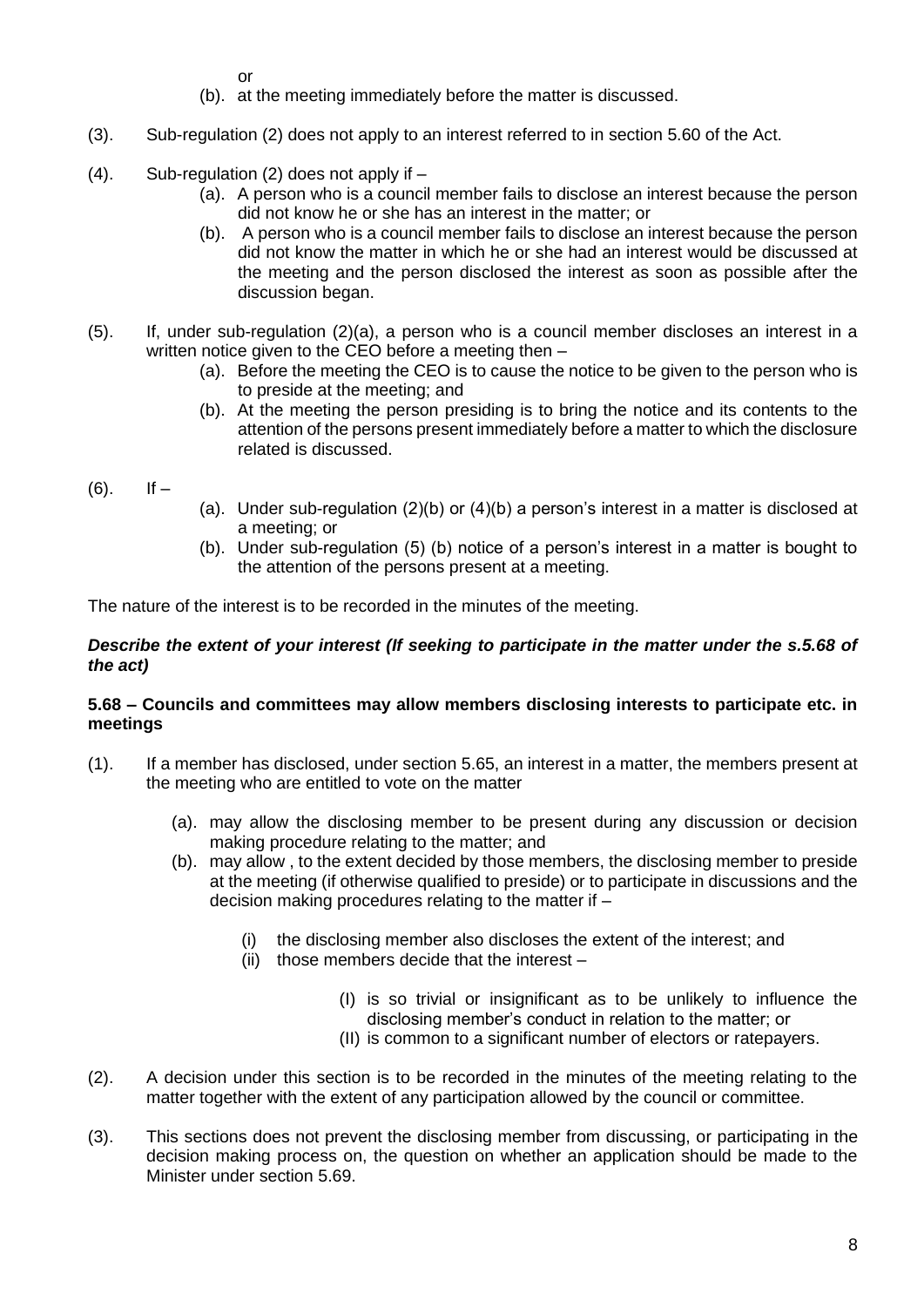or

(b). at the meeting immediately before the matter is discussed.

(3). Sub-regulation (2) does not apply to an interest referred to in section 5.60 of the Act.

(4). Sub-regulation (2) does not apply if –

- (a). A person who is a council member fails to disclose an interest because the person did not know he or she has an interest in the matter; or
- (b). A person who is a council member fails to disclose an interest because the person did not know the matter in which he or she had an interest would be discussed at the meeting and the person disclosed the interest as soon as possible after the discussion began.

(5). If, under sub-regulation (2)(a), a person who is a council member discloses an interest in a written notice given to the CEO before a meeting then –

- (a). Before the meeting the CEO is to cause the notice to be given to the person who is to preside at the meeting; and
- (b). At the meeting the person presiding is to bring the notice and its contents to the attention of the persons present immediately before a matter to which the disclosure related is discussed.

(6). If –

- (a). Under sub-regulation (2)(b) or (4)(b) a person's interest in a matter is disclosed at a meeting; or
- (b). Under sub-regulation (5) (b) notice of a person's interest in a matter is bought to the attention of the persons present at a meeting.

The nature of the interest is to be recorded in the minutes of the meeting.

***Describe the extent of your interest (If seeking to participate in the matter under the s.5.68 of the act)***

**5.68 – Councils and committees may allow members disclosing interests to participate etc. in meetings**

(1). If a member has disclosed, under section 5.65, an interest in a matter, the members present at the meeting who are entitled to vote on the matter

- (a). may allow the disclosing member to be present during any discussion or decision making procedure relating to the matter; and
- (b). may allow , to the extent decided by those members, the disclosing member to preside at the meeting (if otherwise qualified to preside) or to participate in discussions and the decision making procedures relating to the matter if –
  - (i) the disclosing member also discloses the extent of the interest; and
  - (ii) those members decide that the interest –
    - (I) is so trivial or insignificant as to be unlikely to influence the disclosing member's conduct in relation to the matter; or
    - (II) is common to a significant number of electors or ratepayers.

(2). A decision under this section is to be recorded in the minutes of the meeting relating to the matter together with the extent of any participation allowed by the council or committee.

(3). This sections does not prevent the disclosing member from discussing, or participating in the decision making process on, the question on whether an application should be made to the Minister under section 5.69.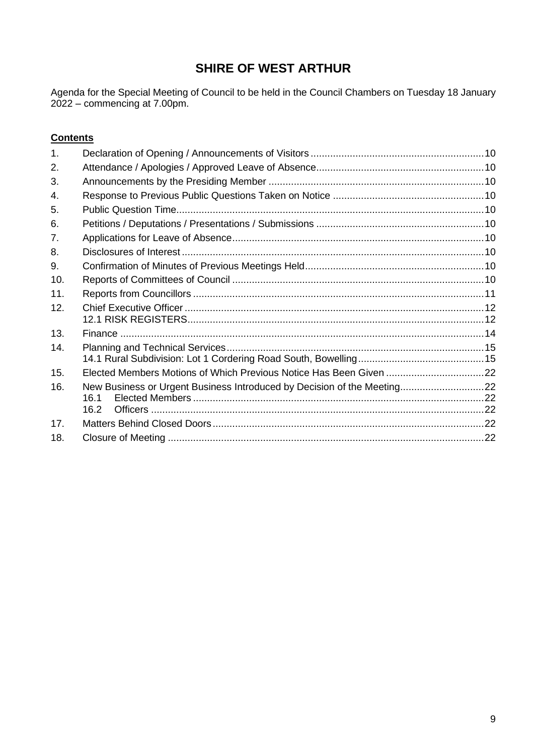# SHIRE OF WEST ARTHUR

Agenda for the Special Meeting of Council to be held in the Council Chambers on Tuesday 18 January 2022 – commencing at 7.00pm.

**Contents**

1. Declaration of Opening / Announcements of Visitors ........ 10
2. Attendance / Apologies / Approved Leave of Absence ........ 10
3. Announcements by the Presiding Member ........ 10
4. Response to Previous Public Questions Taken on Notice ........ 10
5. Public Question Time ........ 10
6. Petitions / Deputations / Presentations / Submissions ........ 10
7. Applications for Leave of Absence ........ 10
8. Disclosures of Interest ........ 10
9. Confirmation of Minutes of Previous Meetings Held ........ 10
10. Reports of Committees of Council ........ 10
11. Reports from Councillors ........ 11
12. Chief Executive Officer ........ 12
    12.1 RISK REGISTERS ........ 12
13. Finance ........ 14
14. Planning and Technical Services ........ 15
    14.1 Rural Subdivision: Lot 1 Cordering Road South, Bowelling ........ 15
15. Elected Members Motions of Which Previous Notice Has Been Given ........ 22
16. New Business or Urgent Business Introduced by Decision of the Meeting ........ 22
    16.1 Elected Members ........ 22
    16.2 Officers ........ 22
17. Matters Behind Closed Doors ........ 22
18. Closure of Meeting ........ 22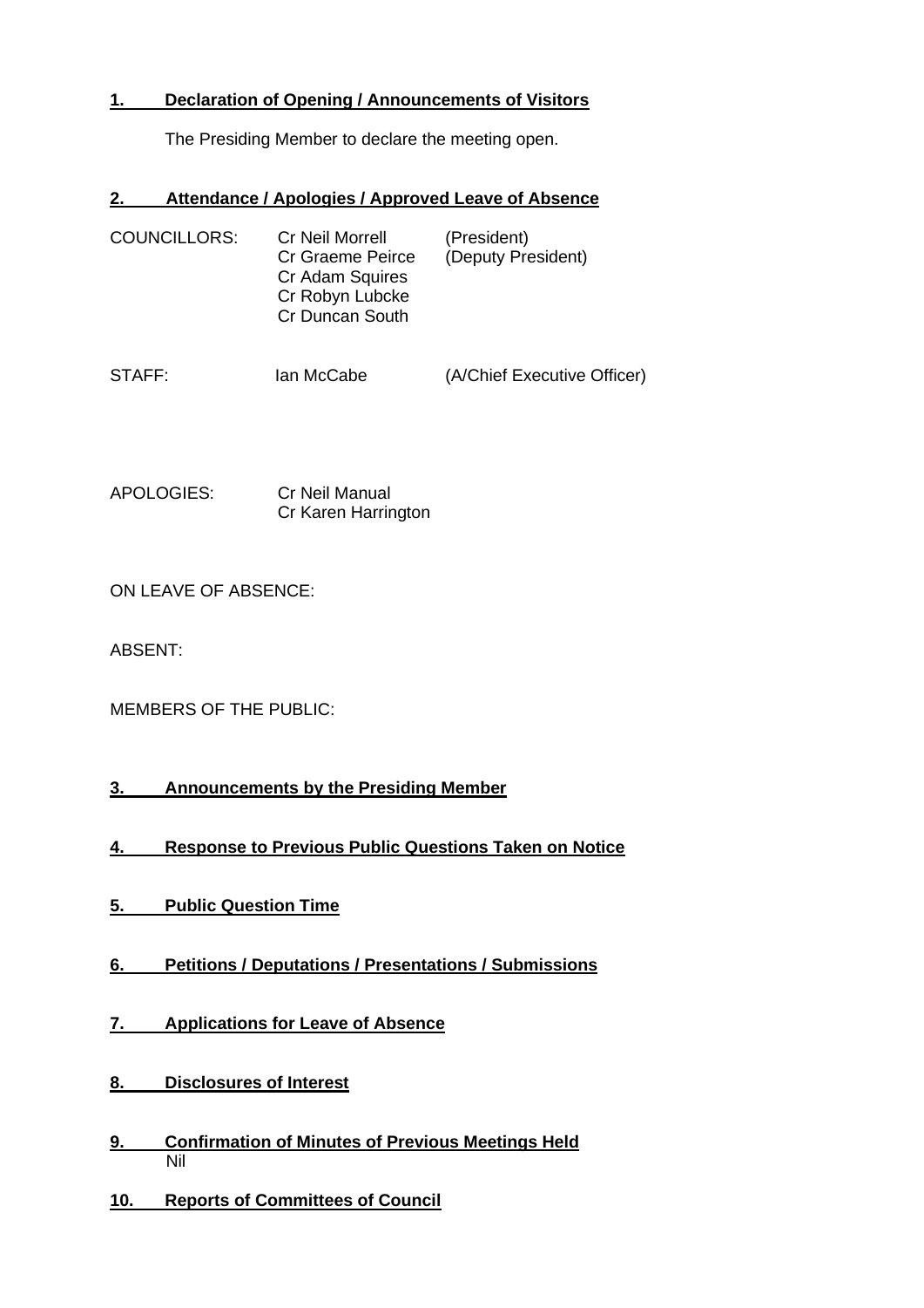## 1. Declaration of Opening / Announcements of Visitors

The Presiding Member to declare the meeting open.

## 2. Attendance / Apologies / Approved Leave of Absence

| | | |
|---|---|---|
| COUNCILLORS: | Cr Neil Morrell | (President) |
| | Cr Graeme Peirce | (Deputy President) |
| | Cr Adam Squires | |
| | Cr Robyn Lubcke | |
| | Cr Duncan South | |
| STAFF: | Ian McCabe | (A/Chief Executive Officer) |

APOLOGIES: Cr Neil Manual
Cr Karen Harrington

ON LEAVE OF ABSENCE:

ABSENT:

MEMBERS OF THE PUBLIC:

## 3. Announcements by the Presiding Member

## 4. Response to Previous Public Questions Taken on Notice

## 5. Public Question Time

## 6. Petitions / Deputations / Presentations / Submissions

## 7. Applications for Leave of Absence

## 8. Disclosures of Interest

## 9. Confirmation of Minutes of Previous Meetings Held

Nil

## 10. Reports of Committees of Council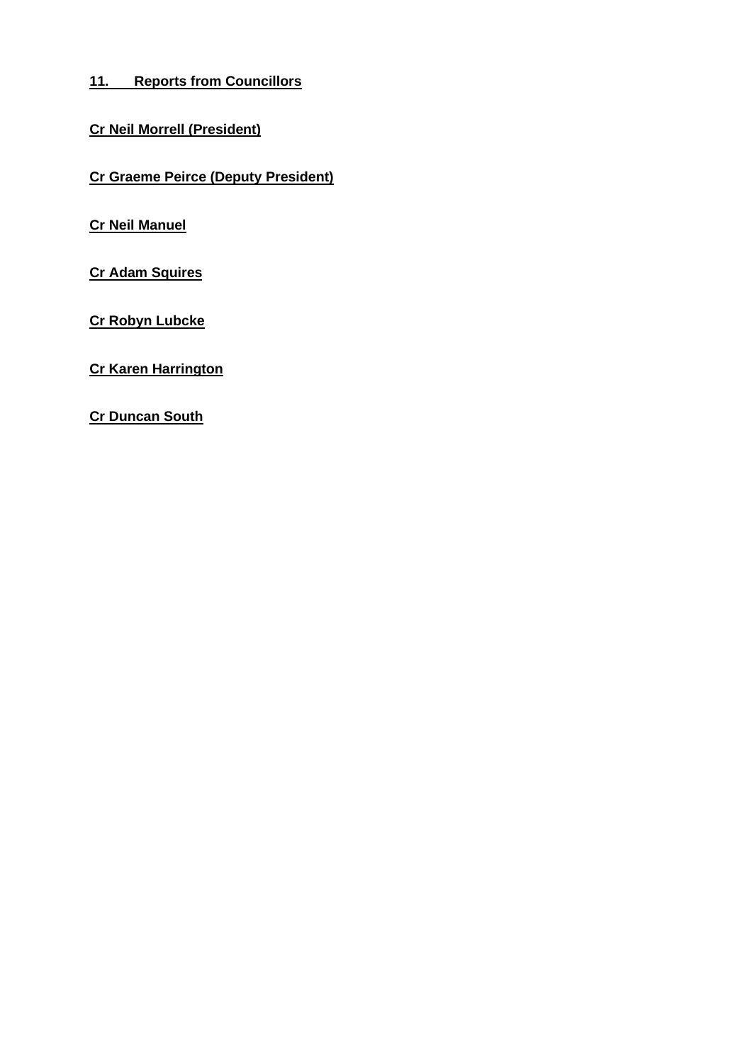## 11. Reports from Councillors

**Cr Neil Morrell (President)**

**Cr Graeme Peirce (Deputy President)**

**Cr Neil Manuel**

**Cr Adam Squires**

**Cr Robyn Lubcke**

**Cr Karen Harrington**

**Cr Duncan South**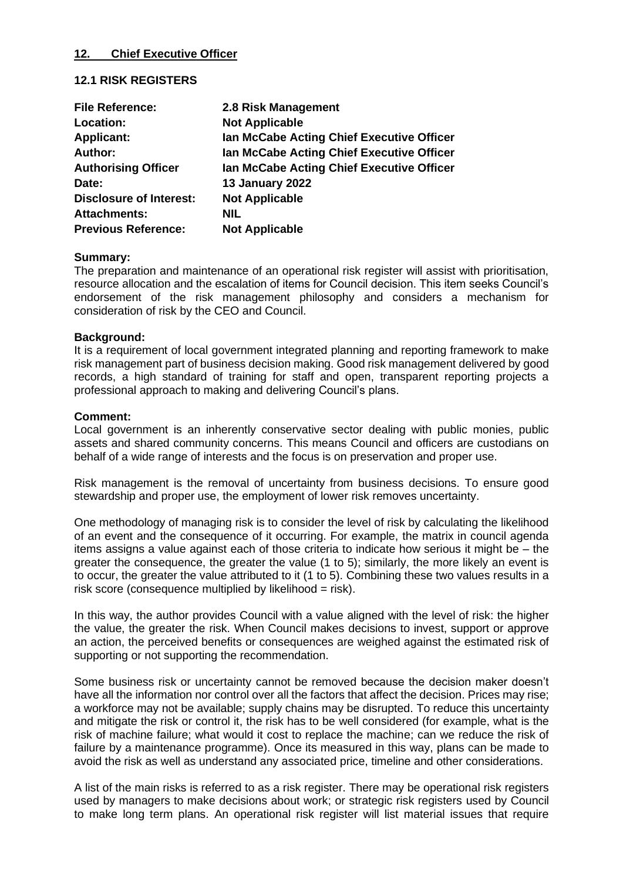## 12. Chief Executive Officer

### 12.1 RISK REGISTERS

| | |
|---|---|
| **File Reference:** | **2.8 Risk Management** |
| **Location:** | **Not Applicable** |
| **Applicant:** | **Ian McCabe Acting Chief Executive Officer** |
| **Author:** | **Ian McCabe Acting Chief Executive Officer** |
| **Authorising Officer** | **Ian McCabe Acting Chief Executive Officer** |
| **Date:** | **13 January 2022** |
| **Disclosure of Interest:** | **Not Applicable** |
| **Attachments:** | **NIL** |
| **Previous Reference:** | **Not Applicable** |

**Summary:**
The preparation and maintenance of an operational risk register will assist with prioritisation, resource allocation and the escalation of items for Council decision. This item seeks Council's endorsement of the risk management philosophy and considers a mechanism for consideration of risk by the CEO and Council.

**Background:**
It is a requirement of local government integrated planning and reporting framework to make risk management part of business decision making. Good risk management delivered by good records, a high standard of training for staff and open, transparent reporting projects a professional approach to making and delivering Council's plans.

**Comment:**
Local government is an inherently conservative sector dealing with public monies, public assets and shared community concerns. This means Council and officers are custodians on behalf of a wide range of interests and the focus is on preservation and proper use.

Risk management is the removal of uncertainty from business decisions. To ensure good stewardship and proper use, the employment of lower risk removes uncertainty.

One methodology of managing risk is to consider the level of risk by calculating the likelihood of an event and the consequence of it occurring. For example, the matrix in council agenda items assigns a value against each of those criteria to indicate how serious it might be – the greater the consequence, the greater the value (1 to 5); similarly, the more likely an event is to occur, the greater the value attributed to it (1 to 5). Combining these two values results in a risk score (consequence multiplied by likelihood = risk).

In this way, the author provides Council with a value aligned with the level of risk: the higher the value, the greater the risk. When Council makes decisions to invest, support or approve an action, the perceived benefits or consequences are weighed against the estimated risk of supporting or not supporting the recommendation.

Some business risk or uncertainty cannot be removed because the decision maker doesn't have all the information nor control over all the factors that affect the decision. Prices may rise; a workforce may not be available; supply chains may be disrupted. To reduce this uncertainty and mitigate the risk or control it, the risk has to be well considered (for example, what is the risk of machine failure; what would it cost to replace the machine; can we reduce the risk of failure by a maintenance programme). Once its measured in this way, plans can be made to avoid the risk as well as understand any associated price, timeline and other considerations.

A list of the main risks is referred to as a risk register. There may be operational risk registers used by managers to make decisions about work; or strategic risk registers used by Council to make long term plans. An operational risk register will list material issues that require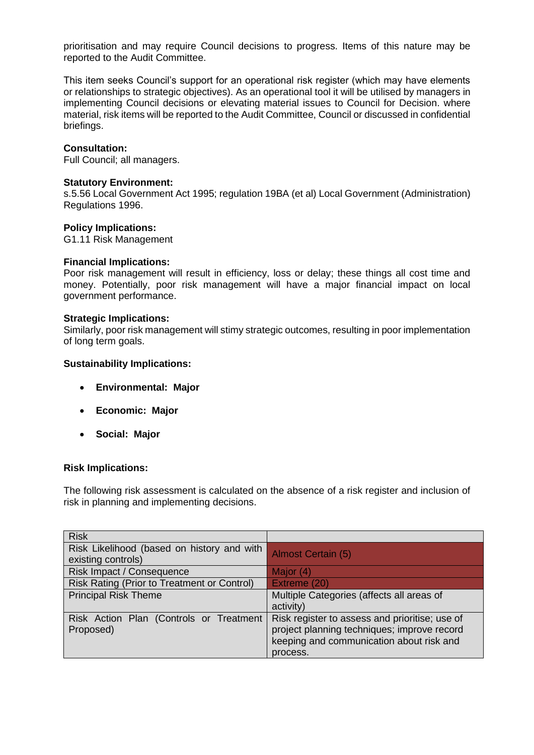prioritisation and may require Council decisions to progress. Items of this nature may be reported to the Audit Committee.

This item seeks Council's support for an operational risk register (which may have elements or relationships to strategic objectives). As an operational tool it will be utilised by managers in implementing Council decisions or elevating material issues to Council for Decision. where material, risk items will be reported to the Audit Committee, Council or discussed in confidential briefings.

**Consultation:**
Full Council; all managers.

**Statutory Environment:**
s.5.56 Local Government Act 1995; regulation 19BA (et al) Local Government (Administration) Regulations 1996.

**Policy Implications:**
G1.11 Risk Management

**Financial Implications:**
Poor risk management will result in efficiency, loss or delay; these things all cost time and money. Potentially, poor risk management will have a major financial impact on local government performance.

**Strategic Implications:**
Similarly, poor risk management will stimy strategic outcomes, resulting in poor implementation of long term goals.

**Sustainability Implications:**

- **Environmental: Major**
- **Economic: Major**
- **Social: Major**

**Risk Implications:**

The following risk assessment is calculated on the absence of a risk register and inclusion of risk in planning and implementing decisions.

| Risk | |
|---|---|
| Risk Likelihood (based on history and with existing controls) | Almost Certain (5) |
| Risk Impact / Consequence | Major (4) |
| Risk Rating (Prior to Treatment or Control) | Extreme (20) |
| Principal Risk Theme | Multiple Categories (affects all areas of activity) |
| Risk Action Plan (Controls or Treatment Proposed) | Risk register to assess and prioritise; use of project planning techniques; improve record keeping and communication about risk and process. |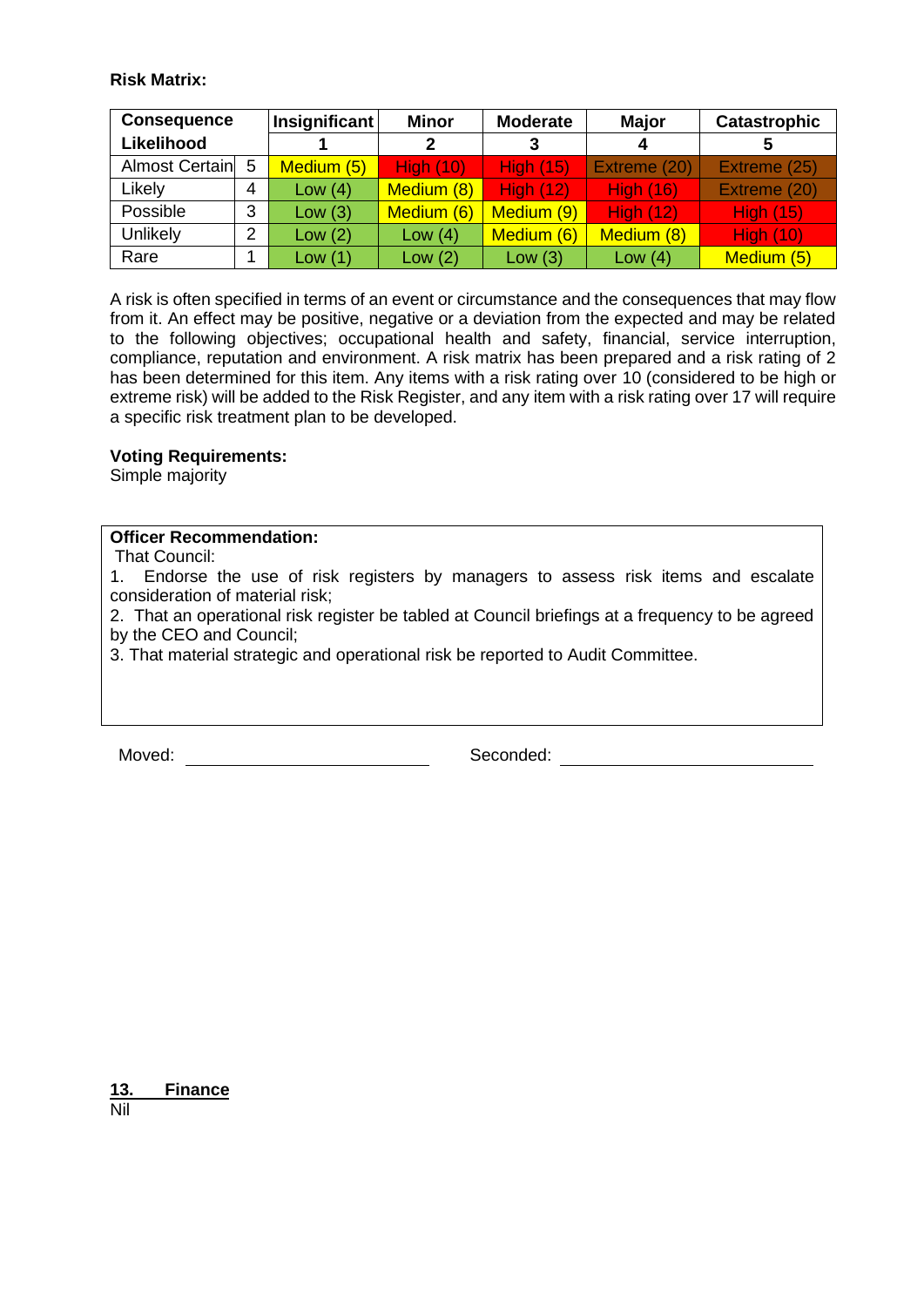**Risk Matrix:**

| Consequence | | Insignificant | Minor | Moderate | Major | Catastrophic |
|---|---|---|---|---|---|---|
| **Likelihood** | | **1** | **2** | **3** | **4** | **5** |
| Almost Certain | 5 | Medium (5) | High (10) | High (15) | Extreme (20) | Extreme (25) |
| Likely | 4 | Low (4) | Medium (8) | High (12) | High (16) | Extreme (20) |
| Possible | 3 | Low (3) | Medium (6) | Medium (9) | High (12) | High (15) |
| Unlikely | 2 | Low (2) | Low (4) | Medium (6) | Medium (8) | High (10) |
| Rare | 1 | Low (1) | Low (2) | Low (3) | Low (4) | Medium (5) |

A risk is often specified in terms of an event or circumstance and the consequences that may flow from it. An effect may be positive, negative or a deviation from the expected and may be related to the following objectives; occupational health and safety, financial, service interruption, compliance, reputation and environment. A risk matrix has been prepared and a risk rating of 2 has been determined for this item. Any items with a risk rating over 10 (considered to be high or extreme risk) will be added to the Risk Register, and any item with a risk rating over 17 will require a specific risk treatment plan to be developed.

**Voting Requirements:**
Simple majority

**Officer Recommendation:**
That Council:
1. Endorse the use of risk registers by managers to assess risk items and escalate consideration of material risk;
2. That an operational risk register be tabled at Council briefings at a frequency to be agreed by the CEO and Council;
3. That material strategic and operational risk be reported to Audit Committee.

Moved: ______________________ Seconded: ______________________

## 13. Finance

Nil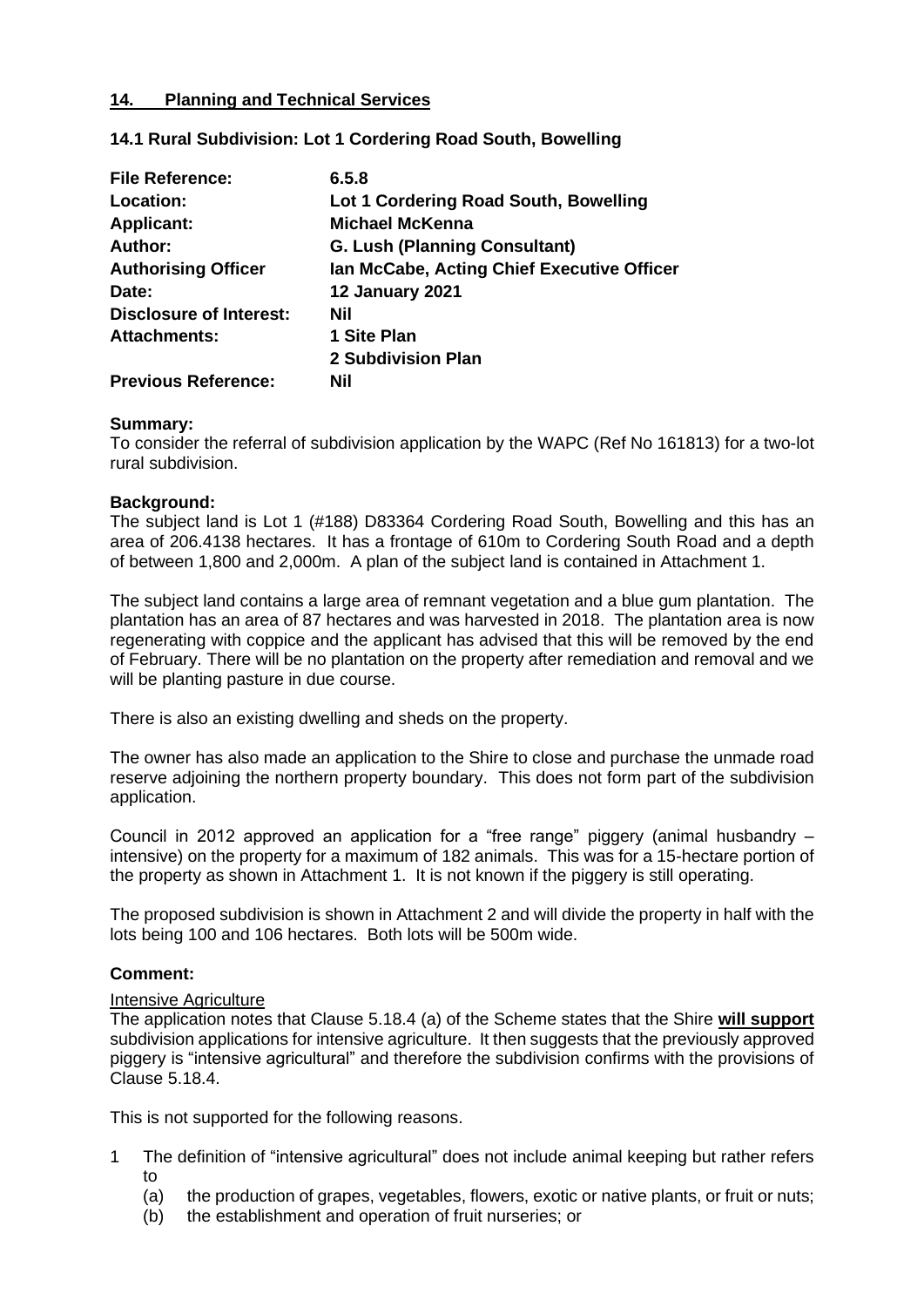## 14. Planning and Technical Services

### 14.1 Rural Subdivision: Lot 1 Cordering Road South, Bowelling

| | |
|---|---|
| **File Reference:** | **6.5.8** |
| **Location:** | **Lot 1 Cordering Road South, Bowelling** |
| **Applicant:** | **Michael McKenna** |
| **Author:** | **G. Lush (Planning Consultant)** |
| **Authorising Officer** | **Ian McCabe, Acting Chief Executive Officer** |
| **Date:** | **12 January 2021** |
| **Disclosure of Interest:** | **Nil** |
| **Attachments:** | **1 Site Plan** |
| | **2 Subdivision Plan** |
| **Previous Reference:** | **Nil** |

**Summary:**
To consider the referral of subdivision application by the WAPC (Ref No 161813) for a two-lot rural subdivision.

**Background:**
The subject land is Lot 1 (#188) D83364 Cordering Road South, Bowelling and this has an area of 206.4138 hectares. It has a frontage of 610m to Cordering South Road and a depth of between 1,800 and 2,000m. A plan of the subject land is contained in Attachment 1.

The subject land contains a large area of remnant vegetation and a blue gum plantation. The plantation has an area of 87 hectares and was harvested in 2018. The plantation area is now regenerating with coppice and the applicant has advised that this will be removed by the end of February. There will be no plantation on the property after remediation and removal and we will be planting pasture in due course.

There is also an existing dwelling and sheds on the property.

The owner has also made an application to the Shire to close and purchase the unmade road reserve adjoining the northern property boundary. This does not form part of the subdivision application.

Council in 2012 approved an application for a "free range" piggery (animal husbandry – intensive) on the property for a maximum of 182 animals. This was for a 15-hectare portion of the property as shown in Attachment 1. It is not known if the piggery is still operating.

The proposed subdivision is shown in Attachment 2 and will divide the property in half with the lots being 100 and 106 hectares. Both lots will be 500m wide.

**Comment:**

Intensive Agriculture
The application notes that Clause 5.18.4 (a) of the Scheme states that the Shire **will support** subdivision applications for intensive agriculture. It then suggests that the previously approved piggery is "intensive agricultural" and therefore the subdivision confirms with the provisions of Clause 5.18.4.

This is not supported for the following reasons.

1 The definition of "intensive agricultural" does not include animal keeping but rather refers to
  (a) the production of grapes, vegetables, flowers, exotic or native plants, or fruit or nuts;
  (b) the establishment and operation of fruit nurseries; or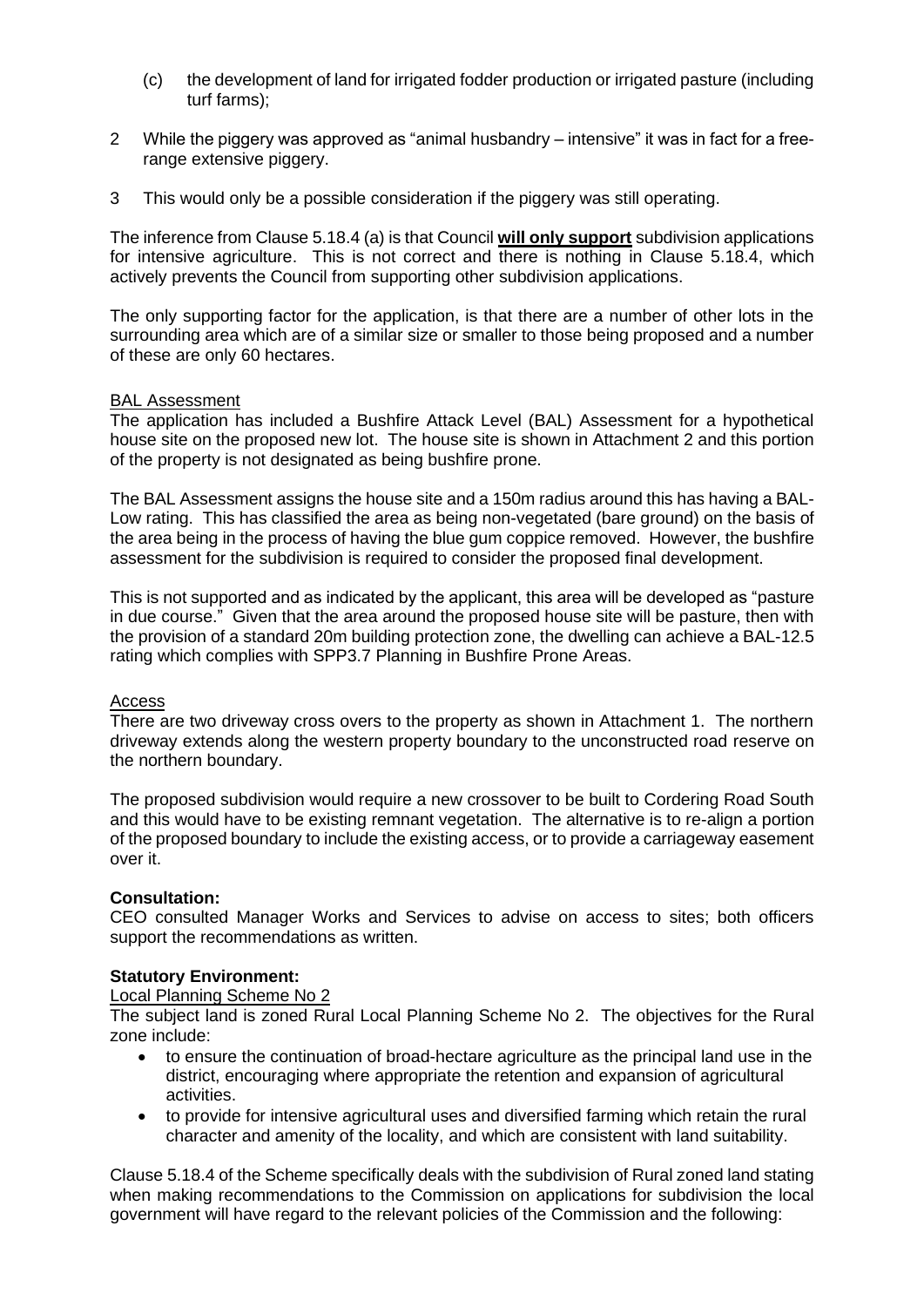(c) the development of land for irrigated fodder production or irrigated pasture (including turf farms);

2 While the piggery was approved as "animal husbandry – intensive" it was in fact for a free-range extensive piggery.

3 This would only be a possible consideration if the piggery was still operating.

The inference from Clause 5.18.4 (a) is that Council **will only support** subdivision applications for intensive agriculture. This is not correct and there is nothing in Clause 5.18.4, which actively prevents the Council from supporting other subdivision applications.

The only supporting factor for the application, is that there are a number of other lots in the surrounding area which are of a similar size or smaller to those being proposed and a number of these are only 60 hectares.

BAL Assessment

The application has included a Bushfire Attack Level (BAL) Assessment for a hypothetical house site on the proposed new lot. The house site is shown in Attachment 2 and this portion of the property is not designated as being bushfire prone.

The BAL Assessment assigns the house site and a 150m radius around this has having a BAL-Low rating. This has classified the area as being non-vegetated (bare ground) on the basis of the area being in the process of having the blue gum coppice removed. However, the bushfire assessment for the subdivision is required to consider the proposed final development.

This is not supported and as indicated by the applicant, this area will be developed as "pasture in due course." Given that the area around the proposed house site will be pasture, then with the provision of a standard 20m building protection zone, the dwelling can achieve a BAL-12.5 rating which complies with SPP3.7 Planning in Bushfire Prone Areas.

Access

There are two driveway cross overs to the property as shown in Attachment 1. The northern driveway extends along the western property boundary to the unconstructed road reserve on the northern boundary.

The proposed subdivision would require a new crossover to be built to Cordering Road South and this would have to be existing remnant vegetation. The alternative is to re-align a portion of the proposed boundary to include the existing access, or to provide a carriageway easement over it.

**Consultation:**

CEO consulted Manager Works and Services to advise on access to sites; both officers support the recommendations as written.

**Statutory Environment:**

Local Planning Scheme No 2

The subject land is zoned Rural Local Planning Scheme No 2. The objectives for the Rural zone include:

- to ensure the continuation of broad-hectare agriculture as the principal land use in the district, encouraging where appropriate the retention and expansion of agricultural activities.
- to provide for intensive agricultural uses and diversified farming which retain the rural character and amenity of the locality, and which are consistent with land suitability.

Clause 5.18.4 of the Scheme specifically deals with the subdivision of Rural zoned land stating when making recommendations to the Commission on applications for subdivision the local government will have regard to the relevant policies of the Commission and the following: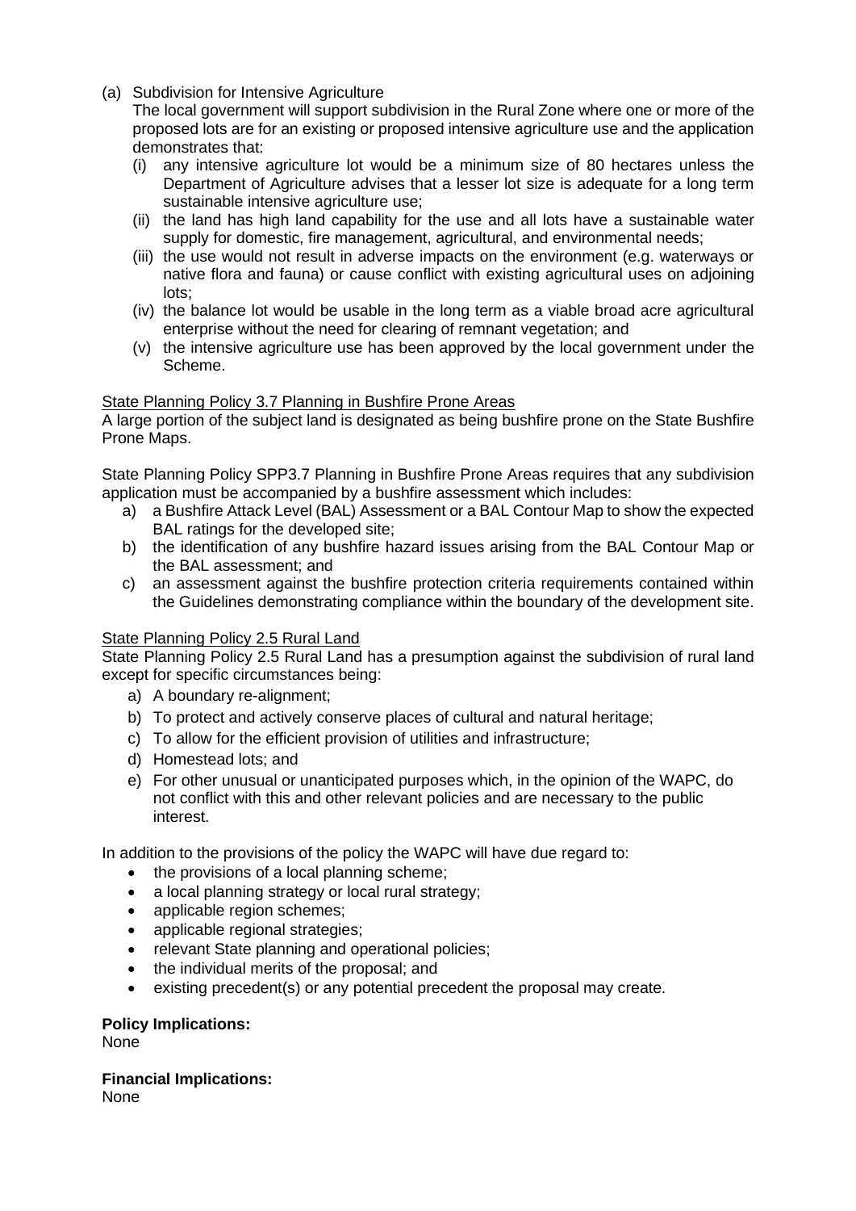(a) Subdivision for Intensive Agriculture

The local government will support subdivision in the Rural Zone where one or more of the proposed lots are for an existing or proposed intensive agriculture use and the application demonstrates that:

(i) any intensive agriculture lot would be a minimum size of 80 hectares unless the Department of Agriculture advises that a lesser lot size is adequate for a long term sustainable intensive agriculture use;
(ii) the land has high land capability for the use and all lots have a sustainable water supply for domestic, fire management, agricultural, and environmental needs;
(iii) the use would not result in adverse impacts on the environment (e.g. waterways or native flora and fauna) or cause conflict with existing agricultural uses on adjoining lots;
(iv) the balance lot would be usable in the long term as a viable broad acre agricultural enterprise without the need for clearing of remnant vegetation; and
(v) the intensive agriculture use has been approved by the local government under the Scheme.

State Planning Policy 3.7 Planning in Bushfire Prone Areas

A large portion of the subject land is designated as being bushfire prone on the State Bushfire Prone Maps.

State Planning Policy SPP3.7 Planning in Bushfire Prone Areas requires that any subdivision application must be accompanied by a bushfire assessment which includes:

a) a Bushfire Attack Level (BAL) Assessment or a BAL Contour Map to show the expected BAL ratings for the developed site;
b) the identification of any bushfire hazard issues arising from the BAL Contour Map or the BAL assessment; and
c) an assessment against the bushfire protection criteria requirements contained within the Guidelines demonstrating compliance within the boundary of the development site.

State Planning Policy 2.5 Rural Land

State Planning Policy 2.5 Rural Land has a presumption against the subdivision of rural land except for specific circumstances being:

a) A boundary re-alignment;
b) To protect and actively conserve places of cultural and natural heritage;
c) To allow for the efficient provision of utilities and infrastructure;
d) Homestead lots; and
e) For other unusual or unanticipated purposes which, in the opinion of the WAPC, do not conflict with this and other relevant policies and are necessary to the public interest.

In addition to the provisions of the policy the WAPC will have due regard to:

- the provisions of a local planning scheme;
- a local planning strategy or local rural strategy;
- applicable region schemes;
- applicable regional strategies;
- relevant State planning and operational policies;
- the individual merits of the proposal; and
- existing precedent(s) or any potential precedent the proposal may create.

**Policy Implications:**
None

**Financial Implications:**
None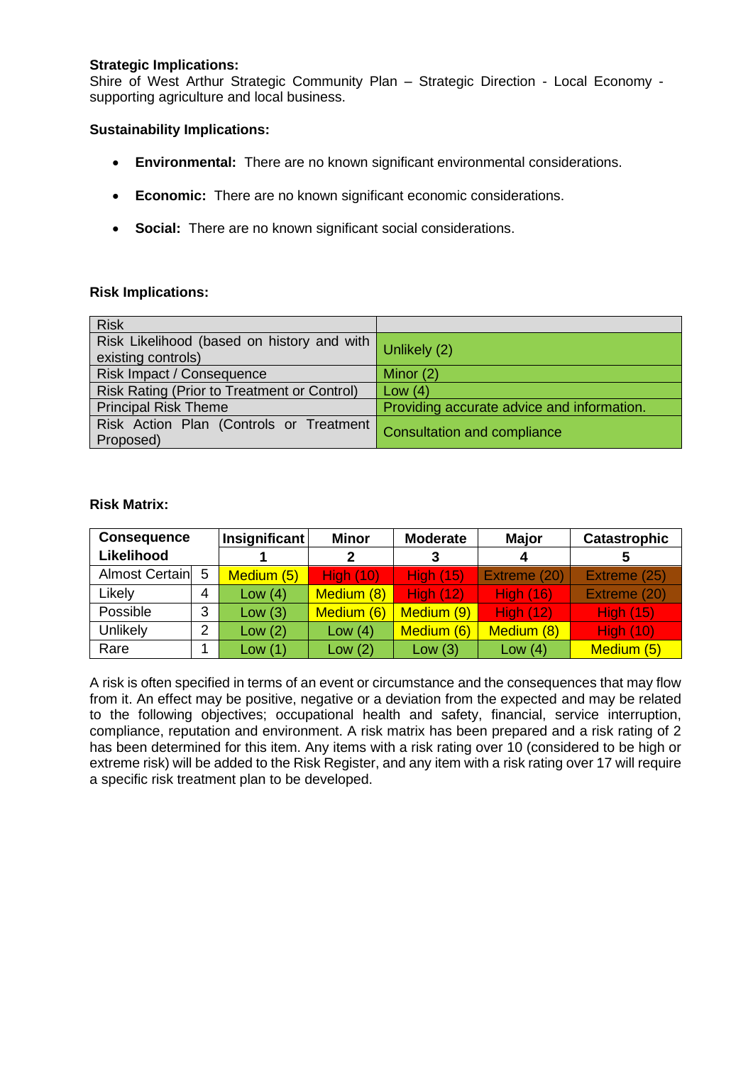**Strategic Implications:**
Shire of West Arthur Strategic Community Plan – Strategic Direction - Local Economy - supporting agriculture and local business.

**Sustainability Implications:**

- **Environmental:** There are no known significant environmental considerations.
- **Economic:** There are no known significant economic considerations.
- **Social:** There are no known significant social considerations.

**Risk Implications:**

| Risk | |
|---|---|
| Risk Likelihood (based on history and with existing controls) | Unlikely (2) |
| Risk Impact / Consequence | Minor (2) |
| Risk Rating (Prior to Treatment or Control) | Low (4) |
| Principal Risk Theme | Providing accurate advice and information. |
| Risk Action Plan (Controls or Treatment Proposed) | Consultation and compliance |

**Risk Matrix:**

| Consequence | | Insignificant | Minor | Moderate | Major | Catastrophic |
|---|---|---|---|---|---|---|
| Likelihood | | 1 | 2 | 3 | 4 | 5 |
| Almost Certain | 5 | Medium (5) | High (10) | High (15) | Extreme (20) | Extreme (25) |
| Likely | 4 | Low (4) | Medium (8) | High (12) | High (16) | Extreme (20) |
| Possible | 3 | Low (3) | Medium (6) | Medium (9) | High (12) | High (15) |
| Unlikely | 2 | Low (2) | Low (4) | Medium (6) | Medium (8) | High (10) |
| Rare | 1 | Low (1) | Low (2) | Low (3) | Low (4) | Medium (5) |

A risk is often specified in terms of an event or circumstance and the consequences that may flow from it. An effect may be positive, negative or a deviation from the expected and may be related to the following objectives; occupational health and safety, financial, service interruption, compliance, reputation and environment. A risk matrix has been prepared and a risk rating of 2 has been determined for this item. Any items with a risk rating over 10 (considered to be high or extreme risk) will be added to the Risk Register, and any item with a risk rating over 17 will require a specific risk treatment plan to be developed.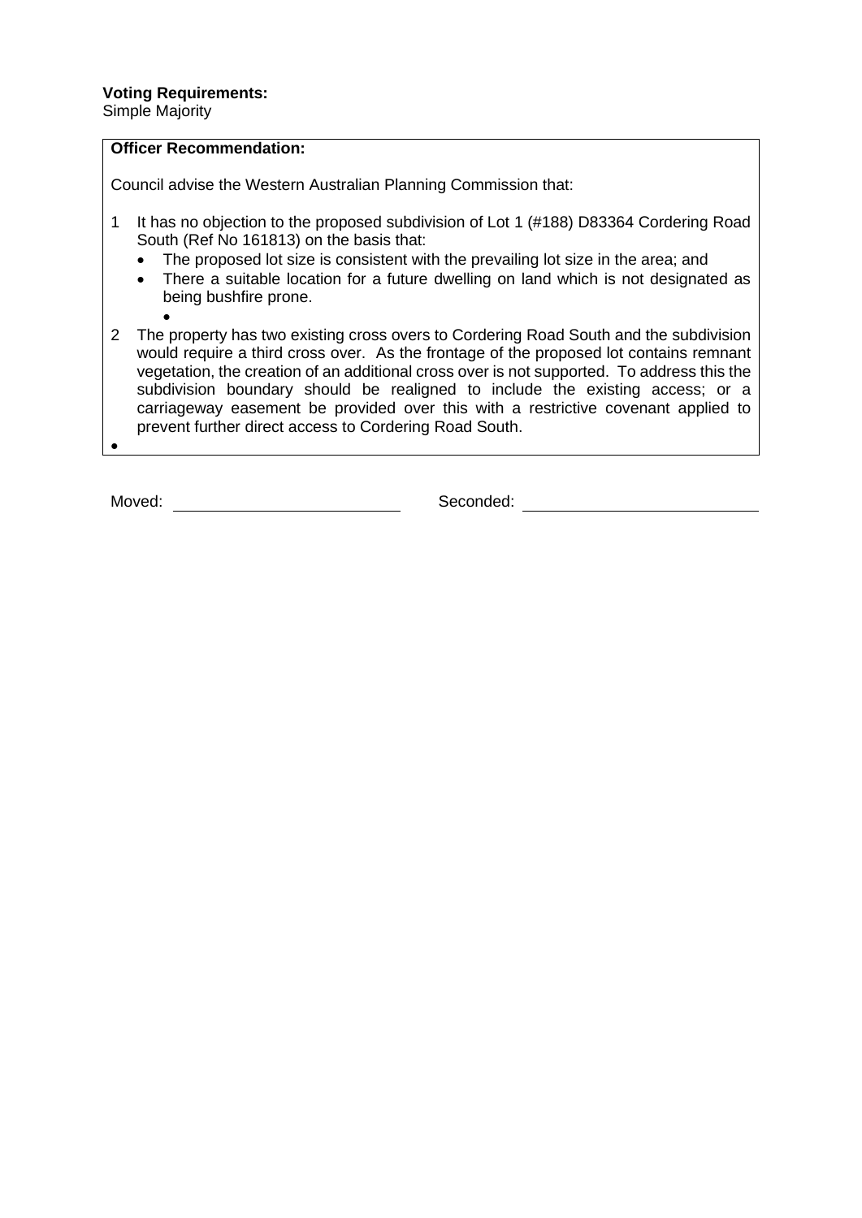**Voting Requirements:**
Simple Majority

**Officer Recommendation:**

Council advise the Western Australian Planning Commission that:

1 It has no objection to the proposed subdivision of Lot 1 (#188) D83364 Cordering Road South (Ref No 161813) on the basis that:
   - The proposed lot size is consistent with the prevailing lot size in the area; and
   - There a suitable location for a future dwelling on land which is not designated as being bushfire prone.
   - 

2 The property has two existing cross overs to Cordering Road South and the subdivision would require a third cross over. As the frontage of the proposed lot contains remnant vegetation, the creation of an additional cross over is not supported. To address this the subdivision boundary should be realigned to include the existing access; or a carriageway easement be provided over this with a restrictive covenant applied to prevent further direct access to Cordering Road South.

- 

Moved: ____________________ Seconded: ____________________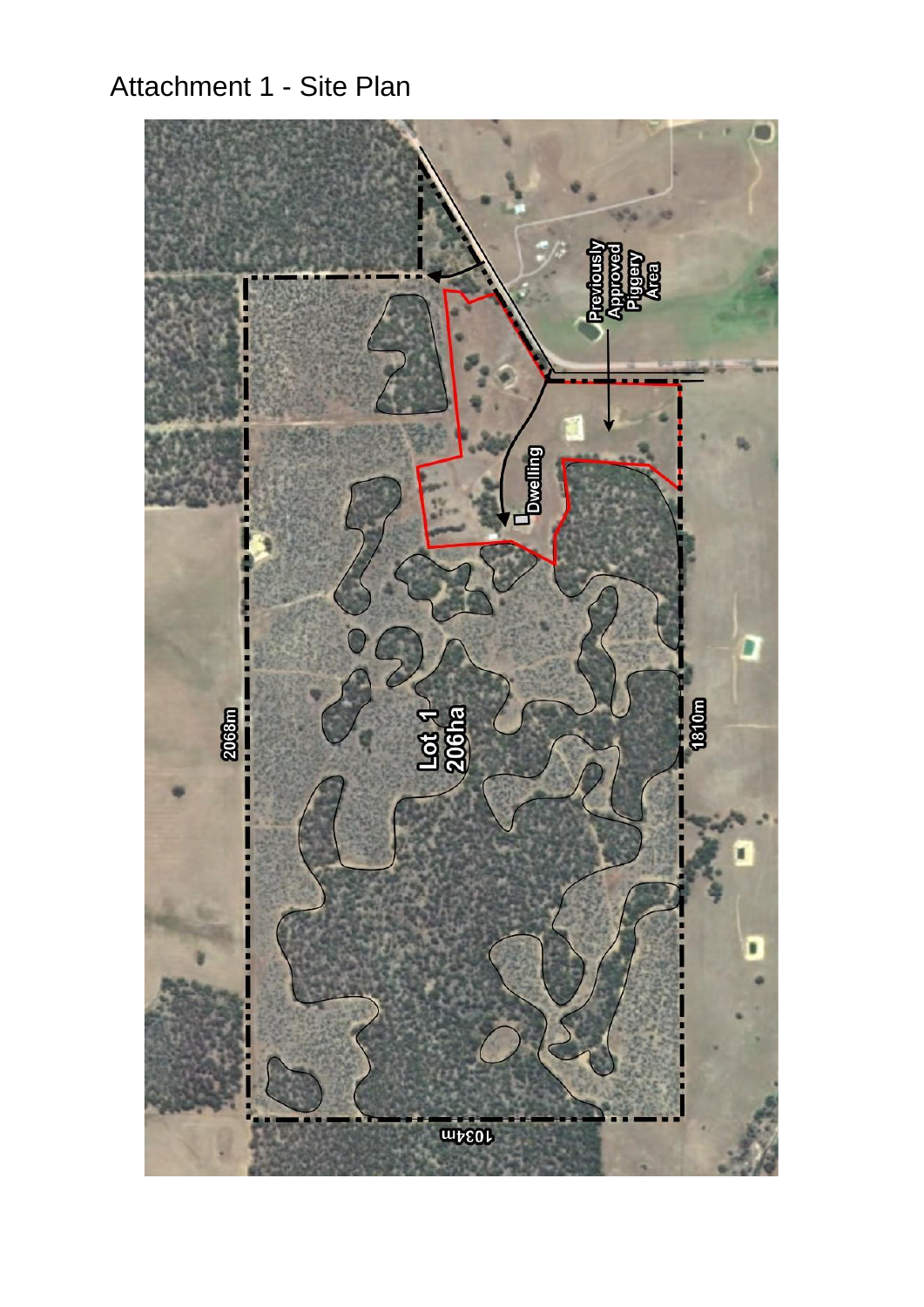# Attachment 1 - Site Plan

Previously Approved Piggery Area

Dwelling

2068m

Lot 1
206ha

1810m

1034m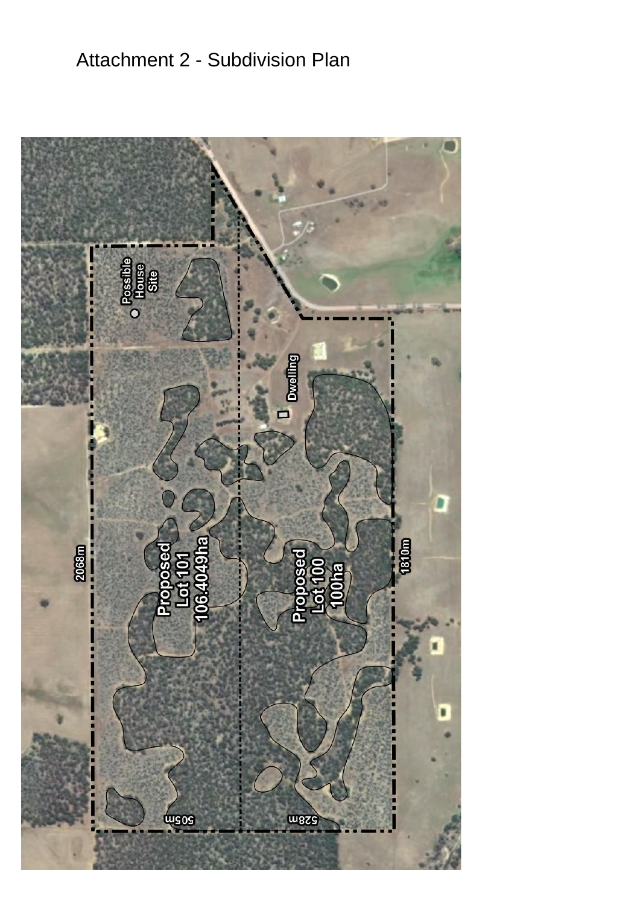# Attachment 2 - Subdivision Plan

Possible House Site

Dwelling

Proposed Lot 101 106.4049ha

Proposed Lot 100 100ha

2068m

1810m

505m

528m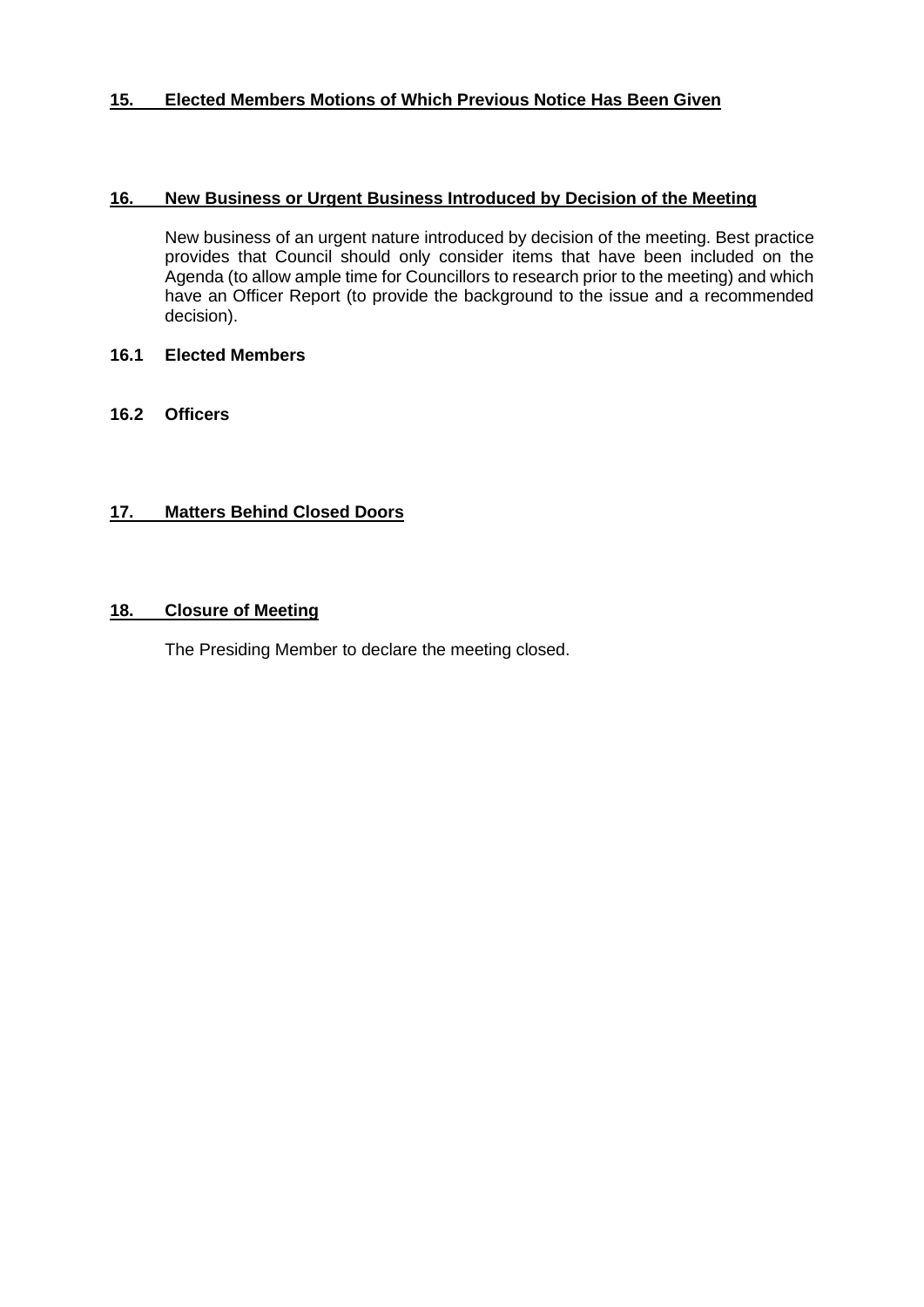## 15. Elected Members Motions of Which Previous Notice Has Been Given

## 16. New Business or Urgent Business Introduced by Decision of the Meeting

New business of an urgent nature introduced by decision of the meeting. Best practice provides that Council should only consider items that have been included on the Agenda (to allow ample time for Councillors to research prior to the meeting) and which have an Officer Report (to provide the background to the issue and a recommended decision).

### 16.1 Elected Members

### 16.2 Officers

## 17. Matters Behind Closed Doors

## 18. Closure of Meeting

The Presiding Member to declare the meeting closed.